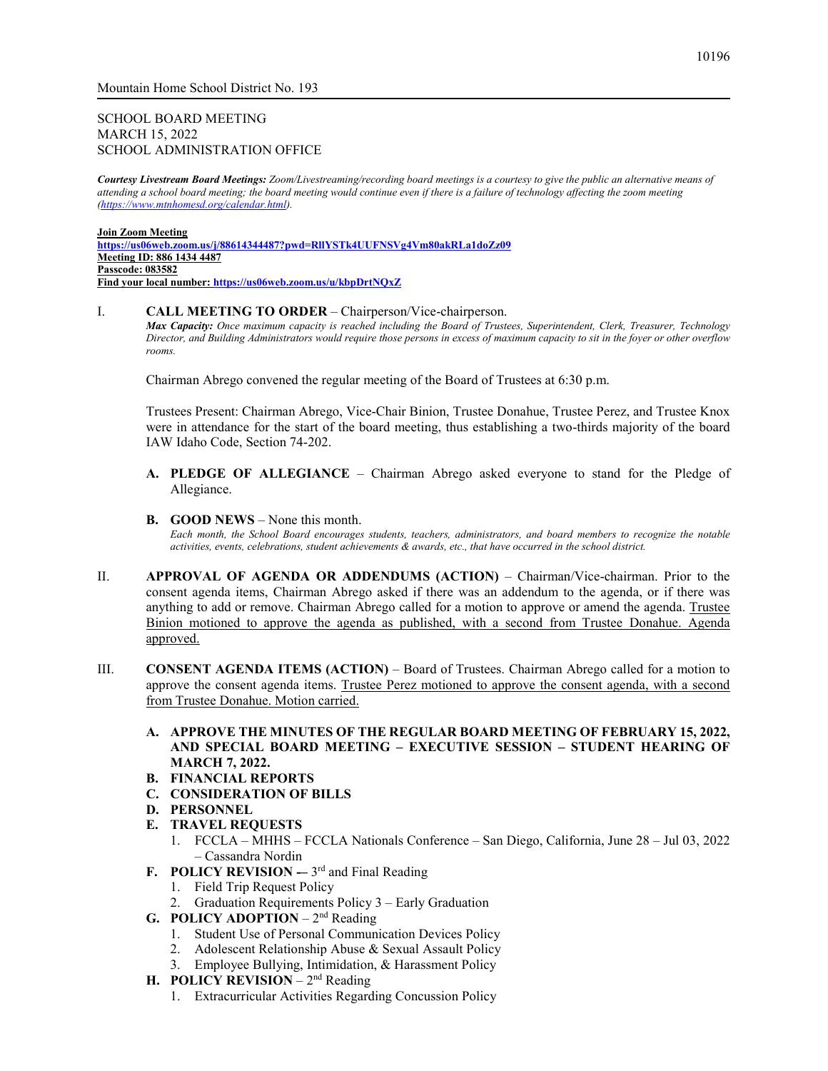Mountain Home School District No. 193

SCHOOL BOARD MEETING
MARCH 15, 2022
SCHOOL ADMINISTRATION OFFICE

***Courtesy Livestream Board Meetings:*** *Zoom/Livestreaming/recording board meetings is a courtesy to give the public an alternative means of attending a school board meeting; the board meeting would continue even if there is a failure of technology affecting the zoom meeting (https://www.mtnhomesd.org/calendar.html).*

**Join Zoom Meeting**
**https://us06web.zoom.us/j/88614344487?pwd=RllYSTk4UUFNSVg4Vm80akRLa1doZz09**
**Meeting ID: 886 1434 4487**
**Passcode: 083582**
**Find your local number: https://us06web.zoom.us/u/kbpDrtNQxZ**

I. **CALL MEETING TO ORDER** – Chairperson/Vice-chairperson.
***Max Capacity:*** *Once maximum capacity is reached including the Board of Trustees, Superintendent, Clerk, Treasurer, Technology Director, and Building Administrators would require those persons in excess of maximum capacity to sit in the foyer or other overflow rooms.*

Chairman Abrego convened the regular meeting of the Board of Trustees at 6:30 p.m.

Trustees Present: Chairman Abrego, Vice-Chair Binion, Trustee Donahue, Trustee Perez, and Trustee Knox were in attendance for the start of the board meeting, thus establishing a two-thirds majority of the board IAW Idaho Code, Section 74-202.

- **A. PLEDGE OF ALLEGIANCE** – Chairman Abrego asked everyone to stand for the Pledge of Allegiance.
- **B. GOOD NEWS** – None this month.
*Each month, the School Board encourages students, teachers, administrators, and board members to recognize the notable activities, events, celebrations, student achievements & awards, etc., that have occurred in the school district.*

II. **APPROVAL OF AGENDA OR ADDENDUMS (ACTION)** – Chairman/Vice-chairman. Prior to the consent agenda items, Chairman Abrego asked if there was an addendum to the agenda, or if there was anything to add or remove. Chairman Abrego called for a motion to approve or amend the agenda. Trustee Binion motioned to approve the agenda as published, with a second from Trustee Donahue. Agenda approved.

III. **CONSENT AGENDA ITEMS (ACTION)** – Board of Trustees. Chairman Abrego called for a motion to approve the consent agenda items. Trustee Perez motioned to approve the consent agenda, with a second from Trustee Donahue. Motion carried.

- **A. APPROVE THE MINUTES OF THE REGULAR BOARD MEETING OF FEBRUARY 15, 2022, AND SPECIAL BOARD MEETING – EXECUTIVE SESSION – STUDENT HEARING OF MARCH 7, 2022.**
- **B. FINANCIAL REPORTS**
- **C. CONSIDERATION OF BILLS**
- **D. PERSONNEL**
- **E. TRAVEL REQUESTS**
    1. FCCLA – MHHS – FCCLA Nationals Conference – San Diego, California, June 28 – Jul 03, 2022 – Cassandra Nordin
- **F. POLICY REVISION –** 3rd and Final Reading
    1. Field Trip Request Policy
    2. Graduation Requirements Policy 3 – Early Graduation
- **G. POLICY ADOPTION** – 2nd Reading
    1. Student Use of Personal Communication Devices Policy
    2. Adolescent Relationship Abuse & Sexual Assault Policy
    3. Employee Bullying, Intimidation, & Harassment Policy
- **H. POLICY REVISION** – 2nd Reading
    1. Extracurricular Activities Regarding Concussion Policy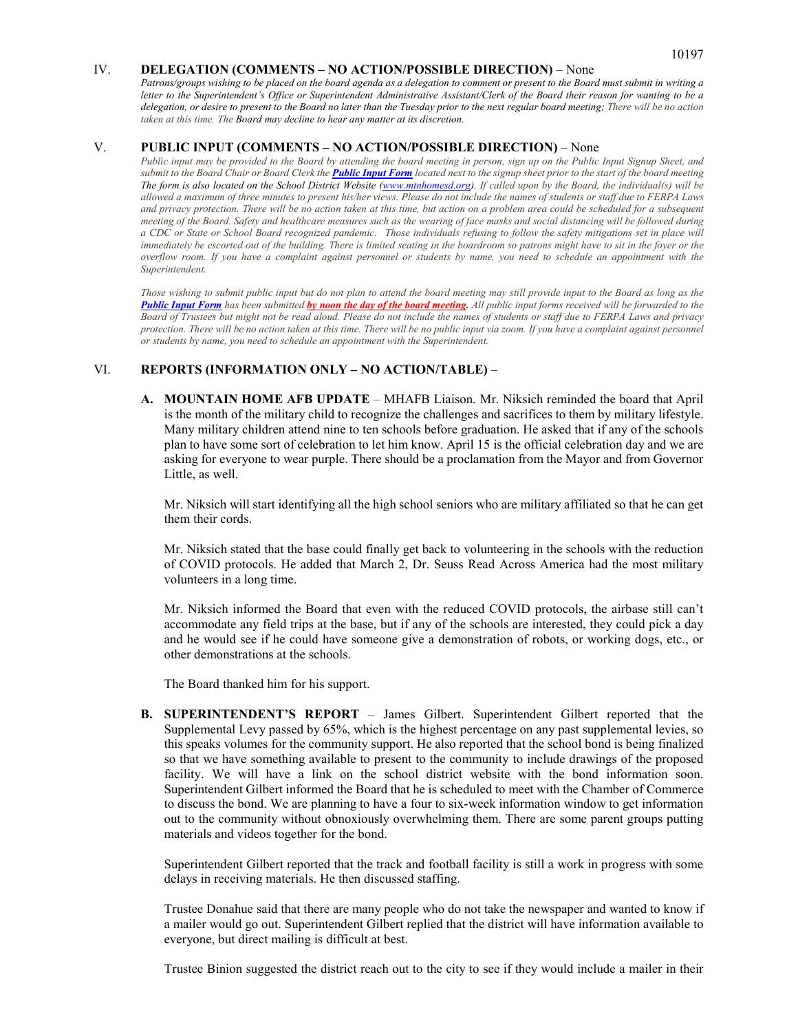## IV. DELEGATION (COMMENTS – NO ACTION/POSSIBLE DIRECTION) – None

*Patrons/groups wishing to be placed on the board agenda as a delegation to comment or present to the Board must submit in writing a letter to the Superintendent's Office or Superintendent Administrative Assistant/Clerk of the Board their reason for wanting to be a delegation, or desire to present to the Board no later than the Tuesday prior to the next regular board meeting; There will be no action taken at this time. The Board may decline to hear any matter at its discretion.*

## V. PUBLIC INPUT (COMMENTS – NO ACTION/POSSIBLE DIRECTION) – None

*Public input may be provided to the Board by attending the board meeting in person, sign up on the Public Input Signup Sheet, and submit to the Board Chair or Board Clerk the **Public Input Form** located next to the signup sheet prior to the start of the board meeting The form is also located on the School District Website (www.mtnhomesd.org). If called upon by the Board, the individual(s) will be allowed a maximum of three minutes to present his/her views. Please do not include the names of students or staff due to FERPA Laws and privacy protection. There will be no action taken at this time, but action on a problem area could be scheduled for a subsequent meeting of the Board. Safety and healthcare measures such as the wearing of face masks and social distancing will be followed during a CDC or State or School Board recognized pandemic. Those individuals refusing to follow the safety mitigations set in place will immediately be escorted out of the building. There is limited seating in the boardroom so patrons might have to sit in the foyer or the overflow room. If you have a complaint against personnel or students by name, you need to schedule an appointment with the Superintendent.*

*Those wishing to submit public input but do not plan to attend the board meeting may still provide input to the Board as long as the **Public Input Form** has been submitted **by noon the day of the board meeting**. All public input forms received will be forwarded to the Board of Trustees but might not be read aloud. Please do not include the names of students or staff due to FERPA Laws and privacy protection. There will be no action taken at this time. There will be no public input via zoom. If you have a complaint against personnel or students by name, you need to schedule an appointment with the Superintendent.*

## VI. REPORTS (INFORMATION ONLY – NO ACTION/TABLE) –

**A. MOUNTAIN HOME AFB UPDATE** – MHAFB Liaison. Mr. Niksich reminded the board that April is the month of the military child to recognize the challenges and sacrifices to them by military lifestyle. Many military children attend nine to ten schools before graduation. He asked that if any of the schools plan to have some sort of celebration to let him know. April 15 is the official celebration day and we are asking for everyone to wear purple. There should be a proclamation from the Mayor and from Governor Little, as well.

Mr. Niksich will start identifying all the high school seniors who are military affiliated so that he can get them their cords.

Mr. Niksich stated that the base could finally get back to volunteering in the schools with the reduction of COVID protocols. He added that March 2, Dr. Seuss Read Across America had the most military volunteers in a long time.

Mr. Niksich informed the Board that even with the reduced COVID protocols, the airbase still can't accommodate any field trips at the base, but if any of the schools are interested, they could pick a day and he would see if he could have someone give a demonstration of robots, or working dogs, etc., or other demonstrations at the schools.

The Board thanked him for his support.

**B. SUPERINTENDENT'S REPORT** – James Gilbert. Superintendent Gilbert reported that the Supplemental Levy passed by 65%, which is the highest percentage on any past supplemental levies, so this speaks volumes for the community support. He also reported that the school bond is being finalized so that we have something available to present to the community to include drawings of the proposed facility. We will have a link on the school district website with the bond information soon. Superintendent Gilbert informed the Board that he is scheduled to meet with the Chamber of Commerce to discuss the bond. We are planning to have a four to six-week information window to get information out to the community without obnoxiously overwhelming them. There are some parent groups putting materials and videos together for the bond.

Superintendent Gilbert reported that the track and football facility is still a work in progress with some delays in receiving materials. He then discussed staffing.

Trustee Donahue said that there are many people who do not take the newspaper and wanted to know if a mailer would go out. Superintendent Gilbert replied that the district will have information available to everyone, but direct mailing is difficult at best.

Trustee Binion suggested the district reach out to the city to see if they would include a mailer in their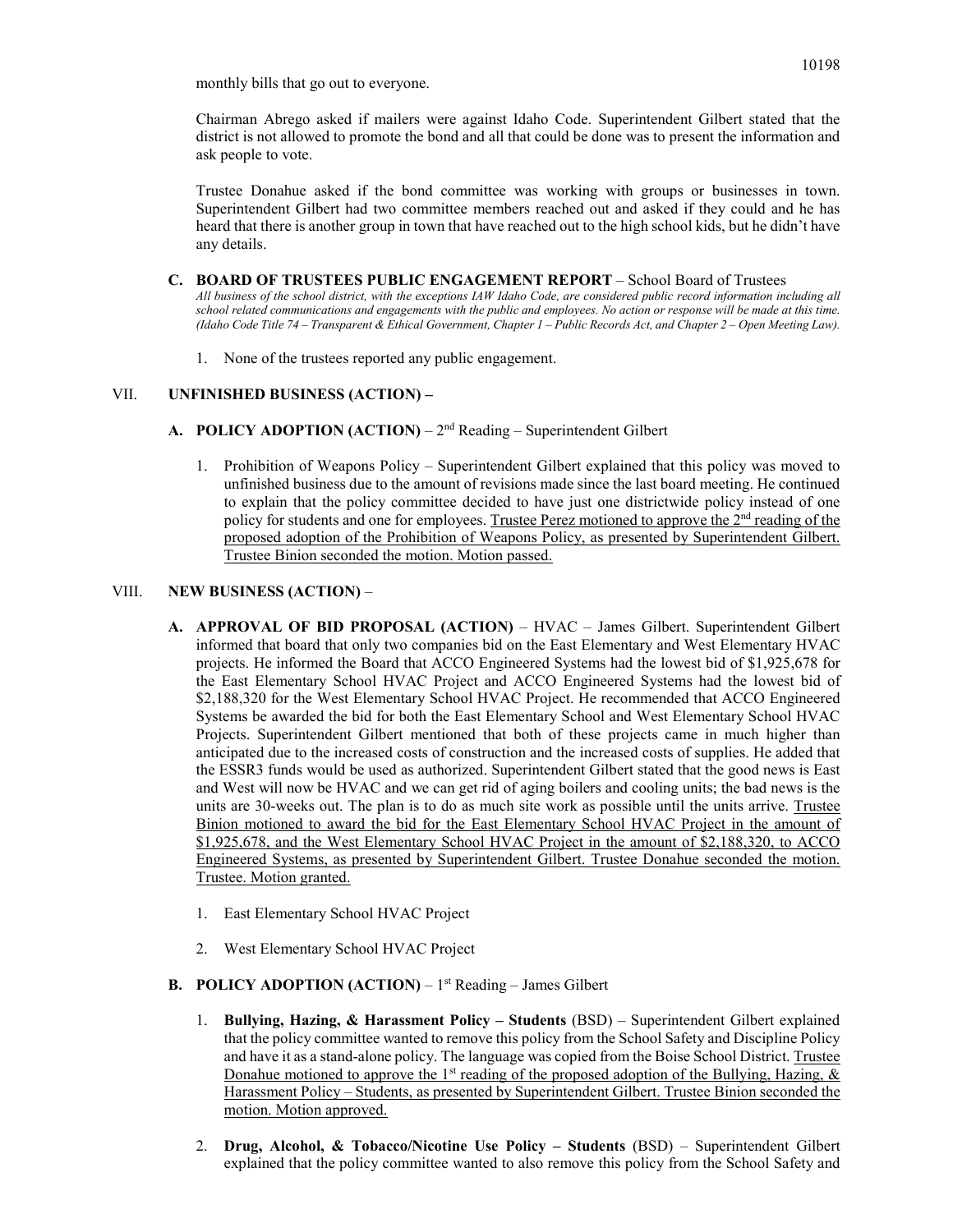monthly bills that go out to everyone.

Chairman Abrego asked if mailers were against Idaho Code. Superintendent Gilbert stated that the district is not allowed to promote the bond and all that could be done was to present the information and ask people to vote.

Trustee Donahue asked if the bond committee was working with groups or businesses in town. Superintendent Gilbert had two committee members reached out and asked if they could and he has heard that there is another group in town that have reached out to the high school kids, but he didn't have any details.

**C. BOARD OF TRUSTEES PUBLIC ENGAGEMENT REPORT** – School Board of Trustees

*All business of the school district, with the exceptions IAW Idaho Code, are considered public record information including all school related communications and engagements with the public and employees. No action or response will be made at this time. (Idaho Code Title 74 – Transparent & Ethical Government, Chapter 1 – Public Records Act, and Chapter 2 – Open Meeting Law).*

1. None of the trustees reported any public engagement.

## VII. UNFINISHED BUSINESS (ACTION) –

**A. POLICY ADOPTION (ACTION)** – 2nd Reading – Superintendent Gilbert

1. Prohibition of Weapons Policy – Superintendent Gilbert explained that this policy was moved to unfinished business due to the amount of revisions made since the last board meeting. He continued to explain that the policy committee decided to have just one districtwide policy instead of one policy for students and one for employees. Trustee Perez motioned to approve the 2nd reading of the proposed adoption of the Prohibition of Weapons Policy, as presented by Superintendent Gilbert. Trustee Binion seconded the motion. Motion passed.

## VIII. NEW BUSINESS (ACTION) –

**A. APPROVAL OF BID PROPOSAL (ACTION)** – HVAC – James Gilbert. Superintendent Gilbert informed that board that only two companies bid on the East Elementary and West Elementary HVAC projects. He informed the Board that ACCO Engineered Systems had the lowest bid of $1,925,678 for the East Elementary School HVAC Project and ACCO Engineered Systems had the lowest bid of $2,188,320 for the West Elementary School HVAC Project. He recommended that ACCO Engineered Systems be awarded the bid for both the East Elementary School and West Elementary School HVAC Projects. Superintendent Gilbert mentioned that both of these projects came in much higher than anticipated due to the increased costs of construction and the increased costs of supplies. He added that the ESSR3 funds would be used as authorized. Superintendent Gilbert stated that the good news is East and West will now be HVAC and we can get rid of aging boilers and cooling units; the bad news is the units are 30-weeks out. The plan is to do as much site work as possible until the units arrive. Trustee Binion motioned to award the bid for the East Elementary School HVAC Project in the amount of $1,925,678, and the West Elementary School HVAC Project in the amount of $2,188,320, to ACCO Engineered Systems, as presented by Superintendent Gilbert. Trustee Donahue seconded the motion. Trustee. Motion granted.

1. East Elementary School HVAC Project

2. West Elementary School HVAC Project

**B. POLICY ADOPTION (ACTION)** – 1st Reading – James Gilbert

1. **Bullying, Hazing, & Harassment Policy – Students** (BSD) – Superintendent Gilbert explained that the policy committee wanted to remove this policy from the School Safety and Discipline Policy and have it as a stand-alone policy. The language was copied from the Boise School District. Trustee Donahue motioned to approve the 1st reading of the proposed adoption of the Bullying, Hazing, & Harassment Policy – Students, as presented by Superintendent Gilbert. Trustee Binion seconded the motion. Motion approved.

2. **Drug, Alcohol, & Tobacco/Nicotine Use Policy – Students** (BSD) – Superintendent Gilbert explained that the policy committee wanted to also remove this policy from the School Safety and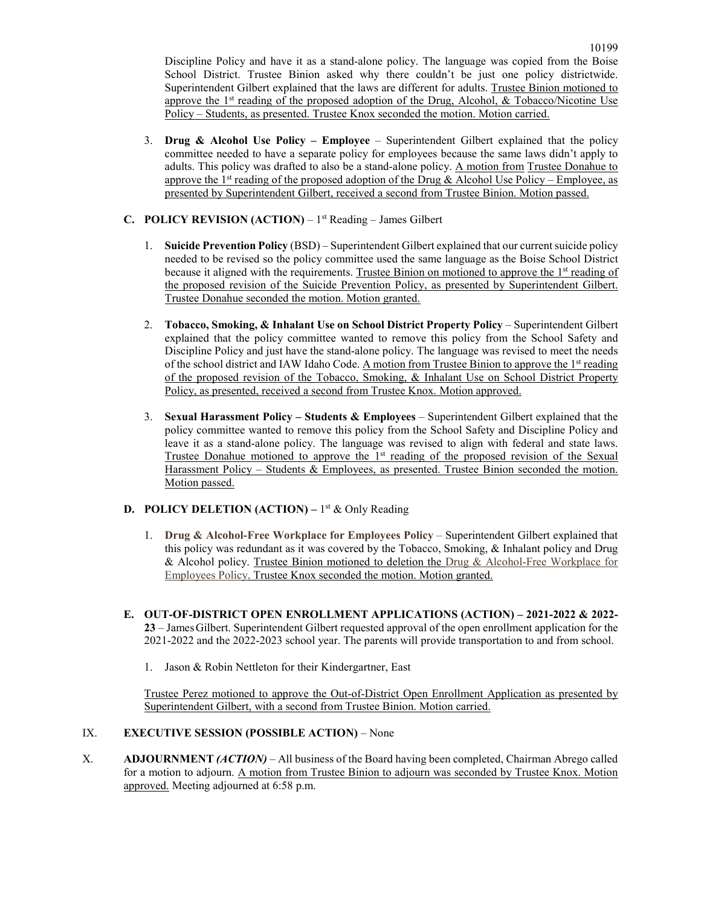Discipline Policy and have it as a stand-alone policy. The language was copied from the Boise School District. Trustee Binion asked why there couldn't be just one policy districtwide. Superintendent Gilbert explained that the laws are different for adults. Trustee Binion motioned to approve the 1st reading of the proposed adoption of the Drug, Alcohol, & Tobacco/Nicotine Use Policy – Students, as presented. Trustee Knox seconded the motion. Motion carried.

3. **Drug & Alcohol Use Policy – Employee** – Superintendent Gilbert explained that the policy committee needed to have a separate policy for employees because the same laws didn't apply to adults. This policy was drafted to also be a stand-alone policy. A motion from Trustee Donahue to approve the 1st reading of the proposed adoption of the Drug & Alcohol Use Policy – Employee, as presented by Superintendent Gilbert, received a second from Trustee Binion. Motion passed.

**C. POLICY REVISION (ACTION)** – 1st Reading – James Gilbert

1. **Suicide Prevention Policy** (BSD) – Superintendent Gilbert explained that our current suicide policy needed to be revised so the policy committee used the same language as the Boise School District because it aligned with the requirements. Trustee Binion on motioned to approve the 1st reading of the proposed revision of the Suicide Prevention Policy, as presented by Superintendent Gilbert. Trustee Donahue seconded the motion. Motion granted.

2. **Tobacco, Smoking, & Inhalant Use on School District Property Policy** – Superintendent Gilbert explained that the policy committee wanted to remove this policy from the School Safety and Discipline Policy and just have the stand-alone policy. The language was revised to meet the needs of the school district and IAW Idaho Code. A motion from Trustee Binion to approve the 1st reading of the proposed revision of the Tobacco, Smoking, & Inhalant Use on School District Property Policy, as presented, received a second from Trustee Knox. Motion approved.

3. **Sexual Harassment Policy – Students & Employees** – Superintendent Gilbert explained that the policy committee wanted to remove this policy from the School Safety and Discipline Policy and leave it as a stand-alone policy. The language was revised to align with federal and state laws. Trustee Donahue motioned to approve the 1st reading of the proposed revision of the Sexual Harassment Policy – Students & Employees, as presented. Trustee Binion seconded the motion. Motion passed.

**D. POLICY DELETION (ACTION) –** 1st & Only Reading

1. **Drug & Alcohol-Free Workplace for Employees Policy** – Superintendent Gilbert explained that this policy was redundant as it was covered by the Tobacco, Smoking, & Inhalant policy and Drug & Alcohol policy. Trustee Binion motioned to deletion the Drug & Alcohol-Free Workplace for Employees Policy. Trustee Knox seconded the motion. Motion granted.

**E. OUT-OF-DISTRICT OPEN ENROLLMENT APPLICATIONS (ACTION) – 2021-2022 & 2022-23** – James Gilbert. Superintendent Gilbert requested approval of the open enrollment application for the 2021-2022 and the 2022-2023 school year. The parents will provide transportation to and from school.

1. Jason & Robin Nettleton for their Kindergartner, East

Trustee Perez motioned to approve the Out-of-District Open Enrollment Application as presented by Superintendent Gilbert, with a second from Trustee Binion. Motion carried.

IX. **EXECUTIVE SESSION (POSSIBLE ACTION)** – None

X. **ADJOURNMENT *(ACTION)*** – All business of the Board having been completed, Chairman Abrego called for a motion to adjourn. A motion from Trustee Binion to adjourn was seconded by Trustee Knox. Motion approved. Meeting adjourned at 6:58 p.m.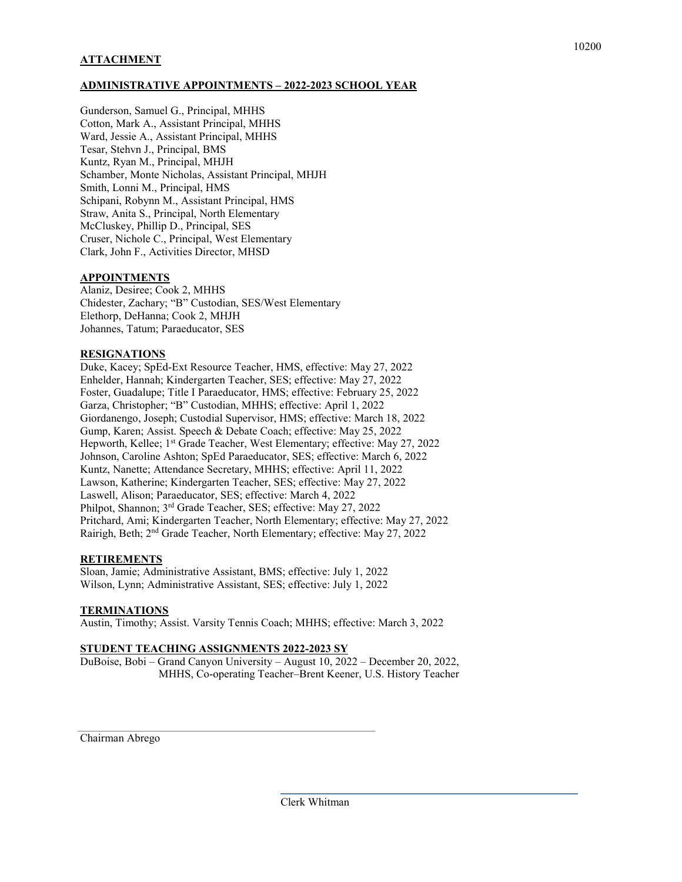**ATTACHMENT**

**ADMINISTRATIVE APPOINTMENTS – 2022-2023 SCHOOL YEAR**

Gunderson, Samuel G., Principal, MHHS
Cotton, Mark A., Assistant Principal, MHHS
Ward, Jessie A., Assistant Principal, MHHS
Tesar, Stehvn J., Principal, BMS
Kuntz, Ryan M., Principal, MHJH
Schamber, Monte Nicholas, Assistant Principal, MHJH
Smith, Lonni M., Principal, HMS
Schipani, Robynn M., Assistant Principal, HMS
Straw, Anita S., Principal, North Elementary
McCluskey, Phillip D., Principal, SES
Cruser, Nichole C., Principal, West Elementary
Clark, John F., Activities Director, MHSD

**APPOINTMENTS**

Alaniz, Desiree; Cook 2, MHHS
Chidester, Zachary; "B" Custodian, SES/West Elementary
Elethorp, DeHanna; Cook 2, MHJH
Johannes, Tatum; Paraeducator, SES

**RESIGNATIONS**

Duke, Kacey; SpEd-Ext Resource Teacher, HMS, effective: May 27, 2022
Enhelder, Hannah; Kindergarten Teacher, SES; effective: May 27, 2022
Foster, Guadalupe; Title I Paraeducator, HMS; effective: February 25, 2022
Garza, Christopher; "B" Custodian, MHHS; effective: April 1, 2022
Giordanengo, Joseph; Custodial Supervisor, HMS; effective: March 18, 2022
Gump, Karen; Assist. Speech & Debate Coach; effective: May 25, 2022
Hepworth, Kellee; 1st Grade Teacher, West Elementary; effective: May 27, 2022
Johnson, Caroline Ashton; SpEd Paraeducator, SES; effective: March 6, 2022
Kuntz, Nanette; Attendance Secretary, MHHS; effective: April 11, 2022
Lawson, Katherine; Kindergarten Teacher, SES; effective: May 27, 2022
Laswell, Alison; Paraeducator, SES; effective: March 4, 2022
Philpot, Shannon; 3rd Grade Teacher, SES; effective: May 27, 2022
Pritchard, Ami; Kindergarten Teacher, North Elementary; effective: May 27, 2022
Rairigh, Beth; 2nd Grade Teacher, North Elementary; effective: May 27, 2022

**RETIREMENTS**

Sloan, Jamie; Administrative Assistant, BMS; effective: July 1, 2022
Wilson, Lynn; Administrative Assistant, SES; effective: July 1, 2022

**TERMINATIONS**

Austin, Timothy; Assist. Varsity Tennis Coach; MHHS; effective: March 3, 2022

**STUDENT TEACHING ASSIGNMENTS 2022-2023 SY**

DuBoise, Bobi – Grand Canyon University – August 10, 2022 – December 20, 2022,
MHHS, Co-operating Teacher–Brent Keener, U.S. History Teacher

Chairman Abrego

Clerk Whitman